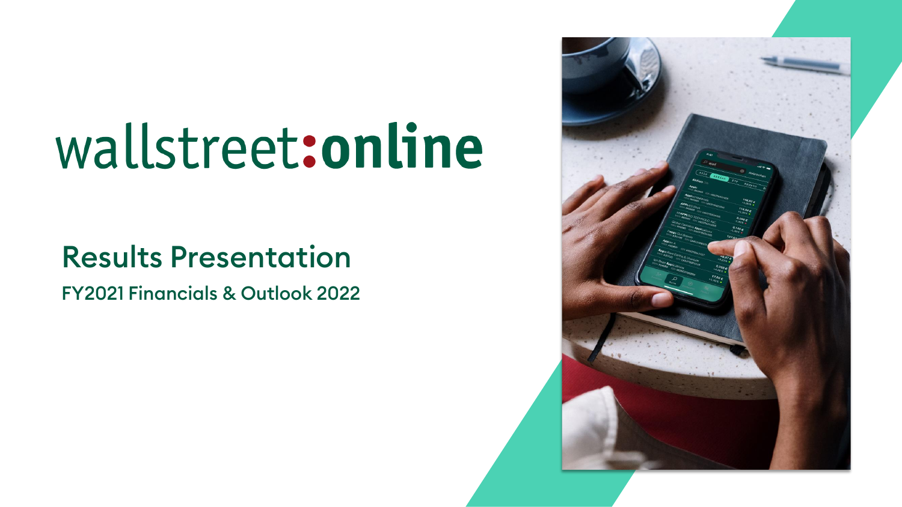# wallstreet:online

## Results Presentation

### FY2021 Financials & Outlook 2022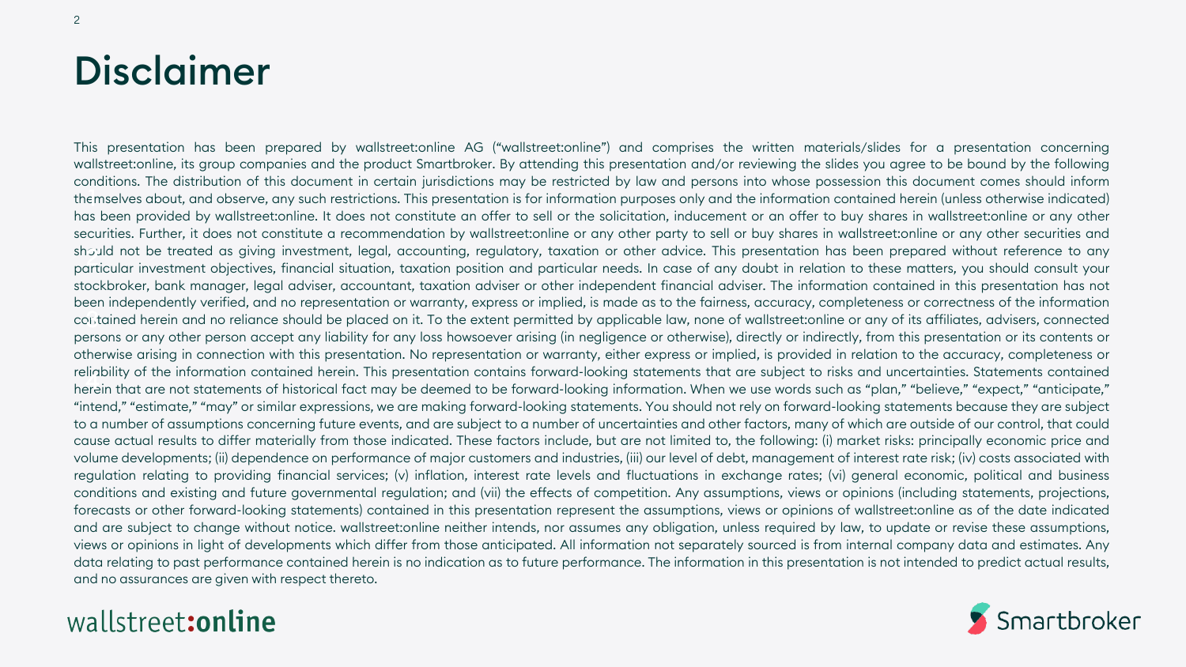# Disclaimer

This presentation has been prepared by wallstreet:online AG ("wallstreet:online") and comprises the written materials/slides for a presentation concerning wallstreet:online, its group companies and the product Smartbroker. By attending this presentation and/or reviewing the slides you agree to be bound by the following conditions. The distribution of this document in certain jurisdictions may be restricted by law and persons into whose possession this document comes should inform themselves about, and observe, any such restrictions. This presentation is for information purposes only and the information contained herein (unless otherwise indicated) has been provided by wallstreet:online. It does not constitute an offer to sell or the solicitation, inducement or an offer to buy shares in wallstreet:online or any other securities. Further, it does not constitute a recommendation by wallstreet:online or any other party to sell or buy shares in wallstreet:online or any other securities and should not be treated as giving investment, legal, accounting, regulatory, taxation or other advice. This presentation has been prepared without reference to any particular investment objectives, financial situation, taxation position and particular needs. In case of any doubt in relation to these matters, you should consult your stockbroker, bank manager, legal adviser, accountant, taxation adviser or other independent financial adviser. The information contained in this presentation has not been independently verified, and no representation or warranty, express or implied, is made as to the fairness, accuracy, completeness or correctness of the information contained herein and no reliance should be placed on it. To the extent permitted by applicable law, none of wallstreet:online or any of its affiliates, advisers, connected persons or any other person accept any liability for any loss howsoever arising (in negligence or otherwise), directly or indirectly, from this presentation or its contents or otherwise arising in connection with this presentation. No representation or warranty, either express or implied, is provided in relation to the accuracy, completeness or reliability of the information contained herein. This presentation contains forward-looking statements that are subject to risks and uncertainties. Statements contained herein that are not statements of historical fact may be deemed to be forward-looking information. When we use words such as "plan," "believe," "expect," "anticipate," "intend," "estimate," "may" or similar expressions, we are making forward-looking statements. You should not rely on forward-looking statements because they are subject to a number of assumptions concerning future events, and are subject to a number of uncertainties and other factors, many of which are outside of our control, that could cause actual results to differ materially from those indicated. These factors include, but are not limited to, the following: (i) market risks: principally economic price and volume developments; (ii) dependence on performance of major customers and industries, (iii) our level of debt, management of interest rate risk; (iv) costs associated with regulation relating to providing financial services; (v) inflation, interest rate levels and fluctuations in exchange rates; (vi) general economic, political and business conditions and existing and future governmental regulation; and (vii) the effects of competition. Any assumptions, views or opinions (including statements, projections, forecasts or other forward-looking statements) contained in this presentation represent the assumptions, views or opinions of wallstreet:online as of the date indicated and are subject to change without notice. wallstreet:online neither intends, nor assumes any obligation, unless required by law, to update or revise these assumptions, views or opinions in light of developments which differ from those anticipated. All information not separately sourced is from internal company data and estimates. Any data relating to past performance contained herein is no indication as to future performance. The information in this presentation is not intended to predict actual results, and no assurances are given with respect thereto.

wallstreet:**online**

Smartbroker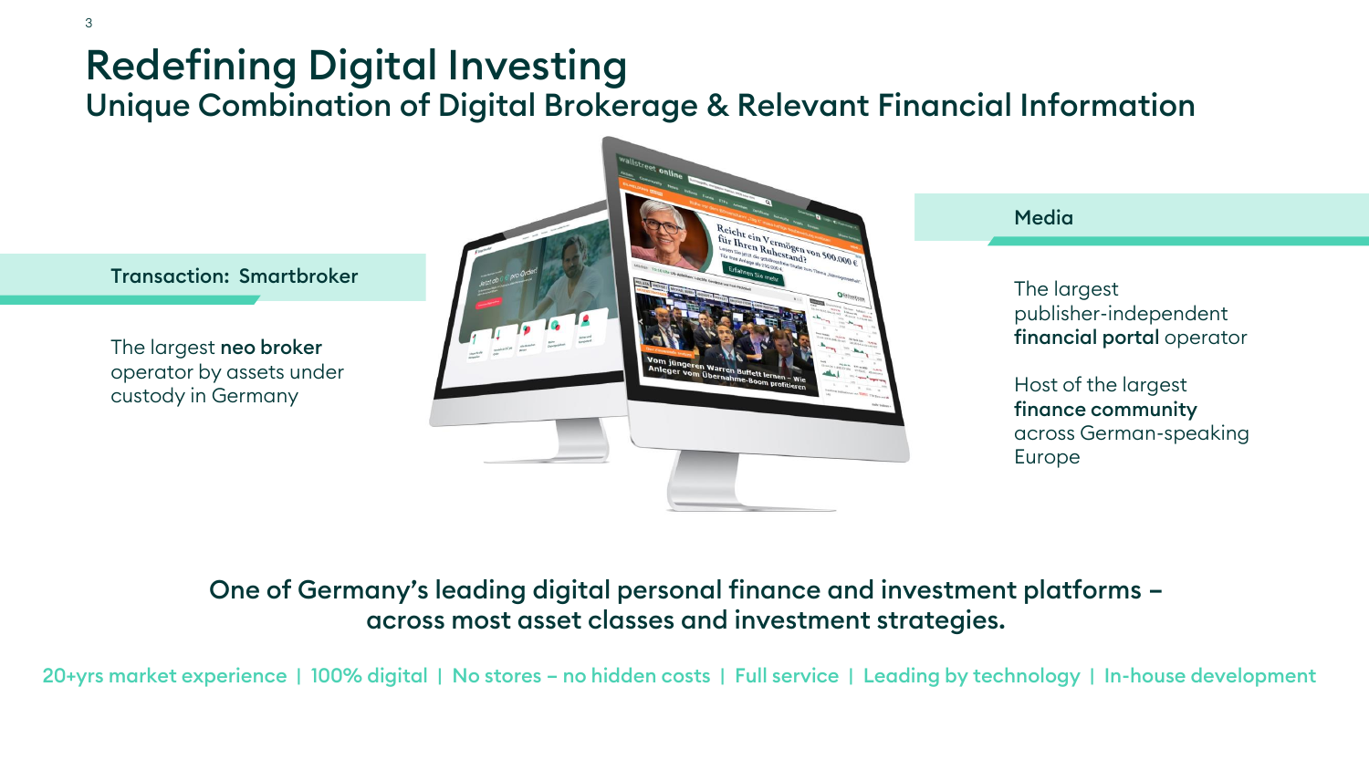# Redefining Digital Investing

## Unique Combination of Digital Brokerage & Relevant Financial Information

### Transaction: Smartbroker

The largest **neo broker** operator by assets under custody in Germany

### Media

The largest publisher-independent **financial portal** operator

Host of the largest **finance community** across German-speaking Europe

**One of Germany's leading digital personal finance and investment platforms – across most asset classes and investment strategies.**

20+yrs market experience | 100% digital | No stores – no hidden costs | Full service | Leading by technology | In-house development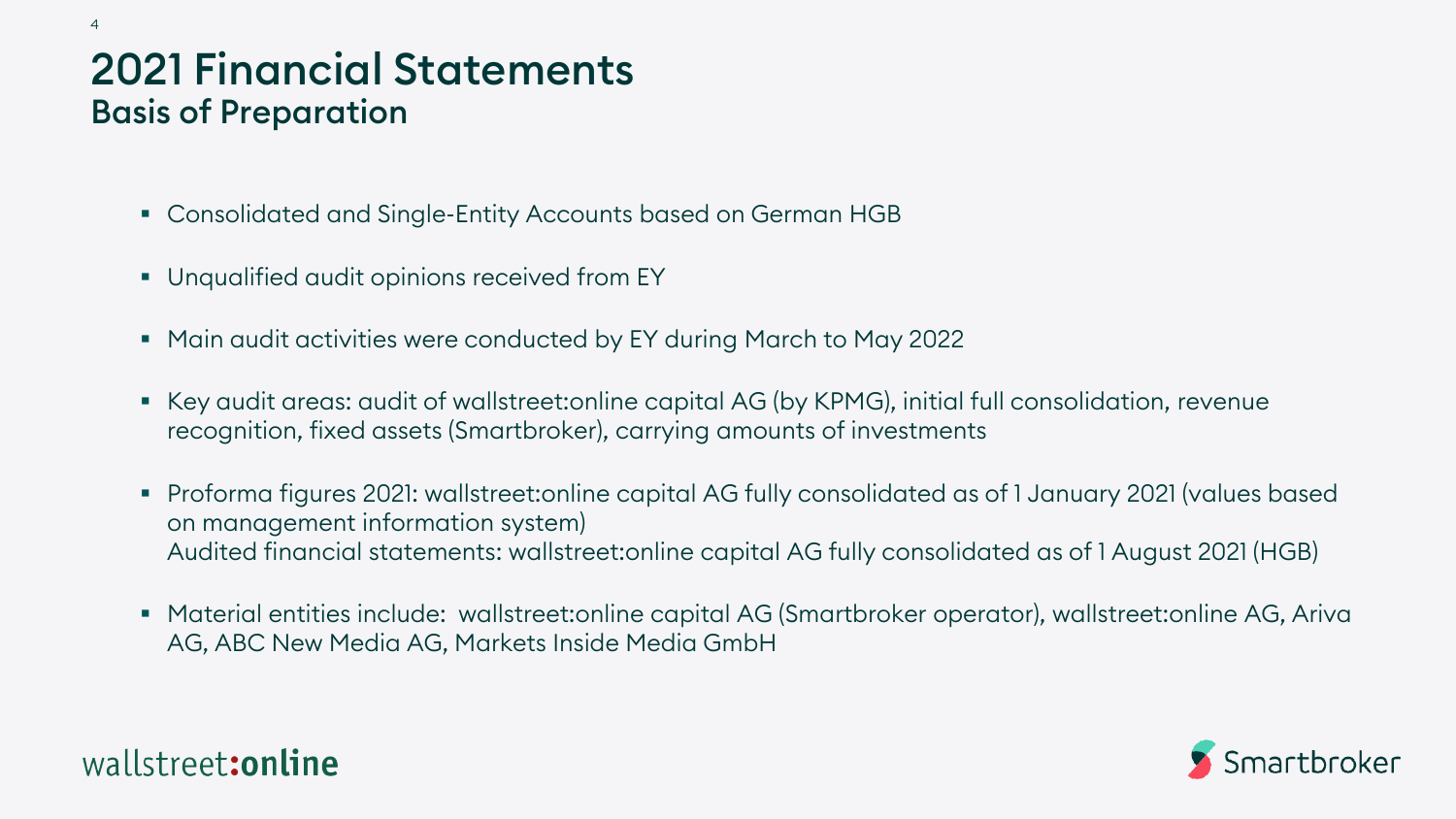# 2021 Financial Statements
## Basis of Preparation

- Consolidated and Single-Entity Accounts based on German HGB
- Unqualified audit opinions received from EY
- Main audit activities were conducted by EY during March to May 2022
- Key audit areas: audit of wallstreet:online capital AG (by KPMG), initial full consolidation, revenue recognition, fixed assets (Smartbroker), carrying amounts of investments
- Proforma figures 2021: wallstreet:online capital AG fully consolidated as of 1 January 2021 (values based on management information system)
  Audited financial statements: wallstreet:online capital AG fully consolidated as of 1 August 2021 (HGB)
- Material entities include: wallstreet:online capital AG (Smartbroker operator), wallstreet:online AG, Ariva AG, ABC New Media AG, Markets Inside Media GmbH

wallstreet:online

Smartbroker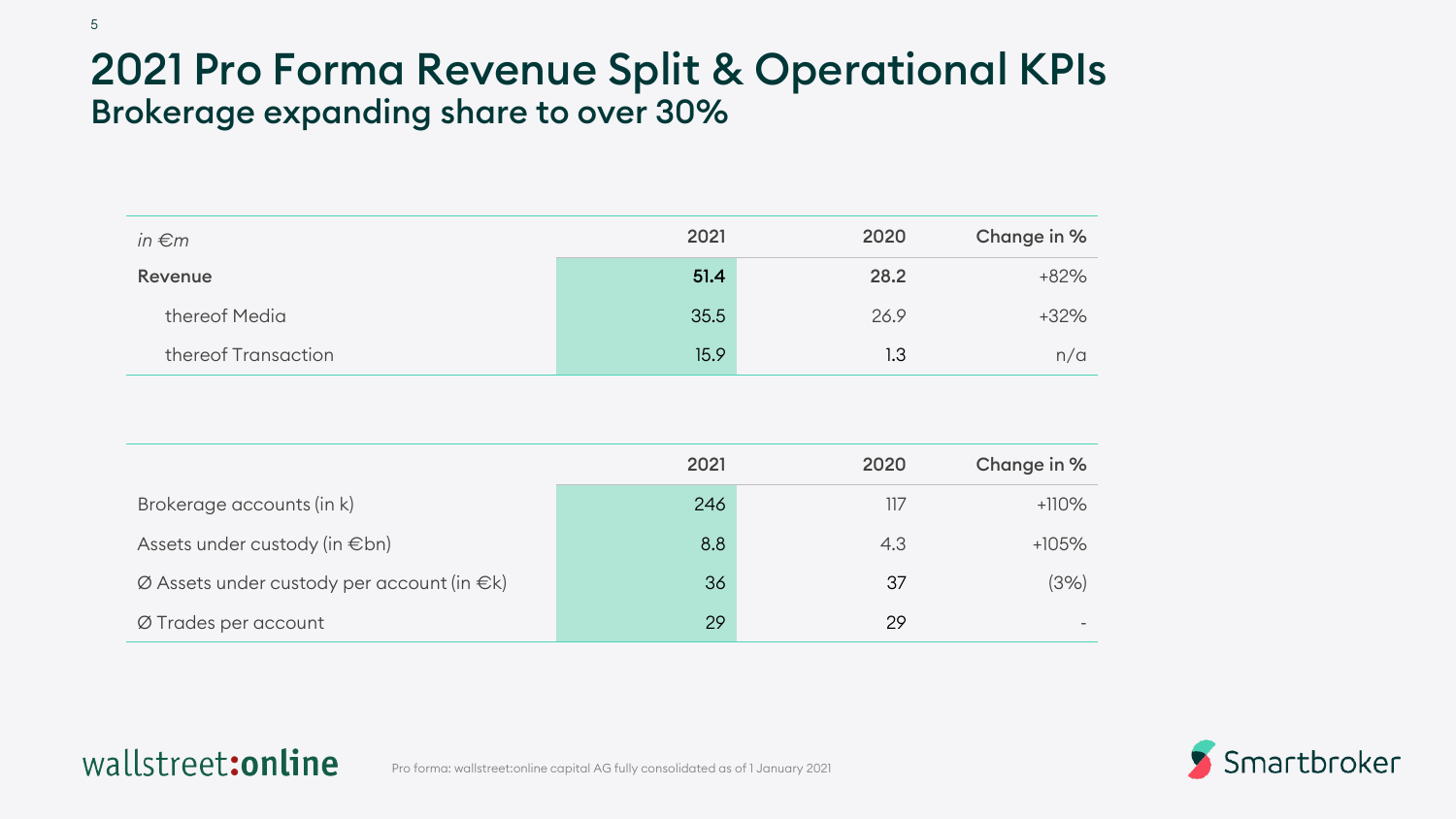# 2021 Pro Forma Revenue Split & Operational KPIs

## Brokerage expanding share to over 30%

| *in €m* | 2021 | 2020 | Change in % |
|---|---|---|---|
| **Revenue** | **51.4** | **28.2** | +82% |
| thereof Media | 35.5 | 26.9 | +32% |
| thereof Transaction | 15.9 | 1.3 | n/a |

| | 2021 | 2020 | Change in % |
|---|---|---|---|
| Brokerage accounts (in k) | 246 | 117 | +110% |
| Assets under custody (in €bn) | 8.8 | 4.3 | +105% |
| Ø Assets under custody per account (in €k) | 36 | 37 | (3%) |
| Ø Trades per account | 29 | 29 | - |

Pro forma: wallstreet:online capital AG fully consolidated as of 1 January 2021

wallstreet:online

Smartbroker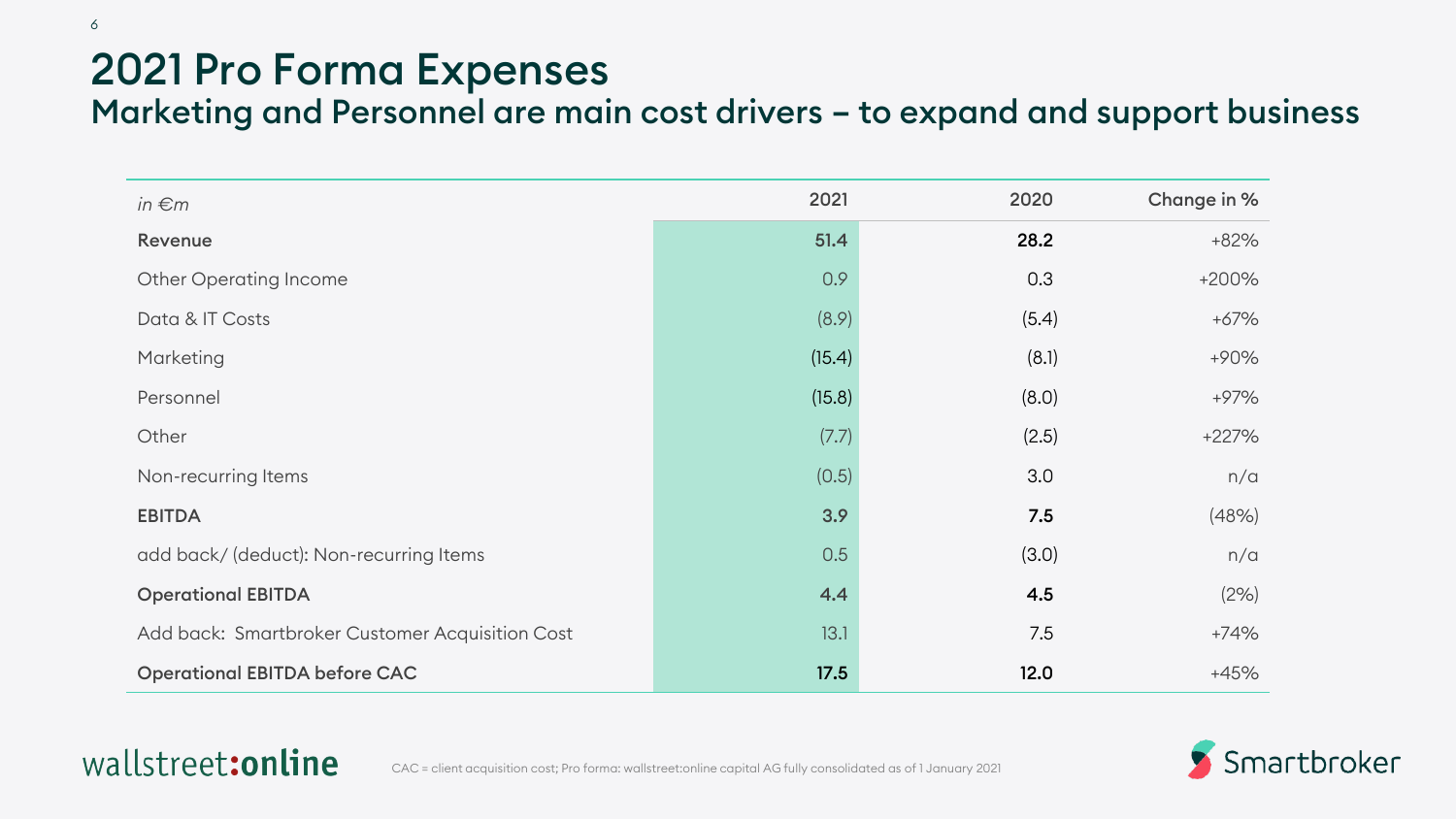# 2021 Pro Forma Expenses

## Marketing and Personnel are main cost drivers – to expand and support business

| *in €m* | 2021 | 2020 | Change in % |
|---|---|---|---|
| **Revenue** | **51.4** | **28.2** | +82% |
| Other Operating Income | 0.9 | 0.3 | +200% |
| Data & IT Costs | (8.9) | (5.4) | +67% |
| Marketing | (15.4) | (8.1) | +90% |
| Personnel | (15.8) | (8.0) | +97% |
| Other | (7.7) | (2.5) | +227% |
| Non-recurring Items | (0.5) | 3.0 | n/a |
| **EBITDA** | **3.9** | **7.5** | (48%) |
| add back/ (deduct): Non-recurring Items | 0.5 | (3.0) | n/a |
| **Operational EBITDA** | **4.4** | **4.5** | (2%) |
| Add back: Smartbroker Customer Acquisition Cost | 13.1 | 7.5 | +74% |
| **Operational EBITDA before CAC** | **17.5** | **12.0** | +45% |

wallstreet:online

CAC = client acquisition cost; Pro forma: wallstreet:online capital AG fully consolidated as of 1 January 2021

Smartbroker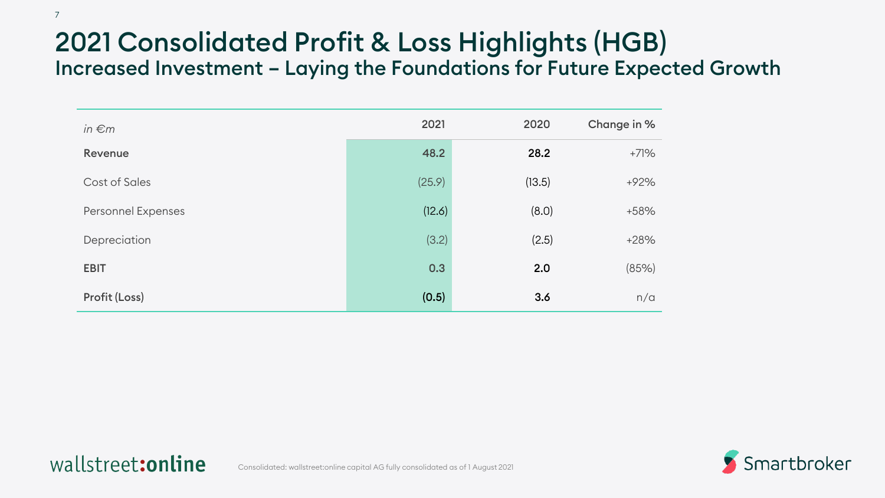# 2021 Consolidated Profit & Loss Highlights (HGB)

## Increased Investment – Laying the Foundations for Future Expected Growth

| *in €m* | 2021 | 2020 | Change in % |
|---|---|---|---|
| **Revenue** | **48.2** | **28.2** | +71% |
| Cost of Sales | (25.9) | (13.5) | +92% |
| Personnel Expenses | (12.6) | (8.0) | +58% |
| Depreciation | (3.2) | (2.5) | +28% |
| **EBIT** | **0.3** | **2.0** | (85%) |
| **Profit (Loss)** | **(0.5)** | **3.6** | n/a |

wallstreet:online

Consolidated: wallstreet:online capital AG fully consolidated as of 1 August 2021

Smartbroker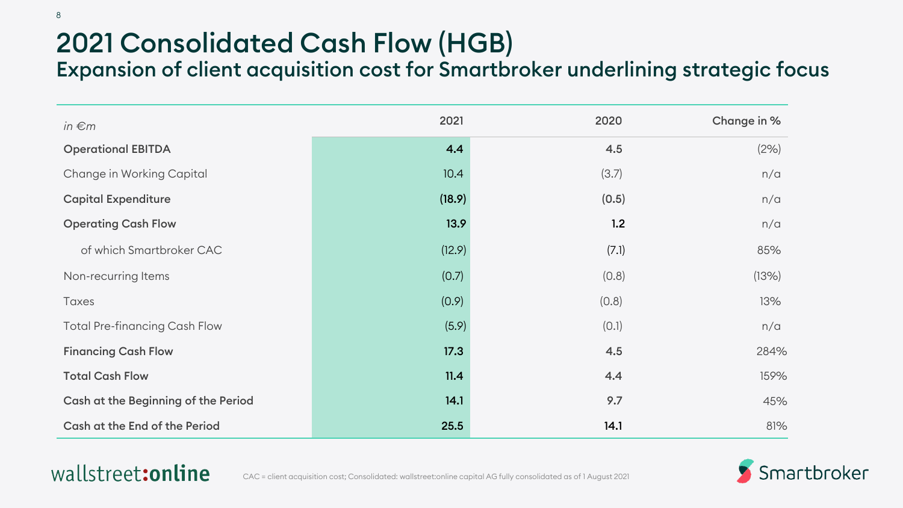# 2021 Consolidated Cash Flow (HGB)

## Expansion of client acquisition cost for Smartbroker underlining strategic focus

| *in €m* | 2021 | 2020 | Change in % |
|---|---|---|---|
| **Operational EBITDA** | **4.4** | **4.5** | (2%) |
| Change in Working Capital | 10.4 | (3.7) | n/a |
| **Capital Expenditure** | **(18.9)** | **(0.5)** | n/a |
| **Operating Cash Flow** | **13.9** | **1.2** | n/a |
| of which Smartbroker CAC | (12.9) | (7.1) | 85% |
| Non-recurring Items | (0.7) | (0.8) | (13%) |
| Taxes | (0.9) | (0.8) | 13% |
| Total Pre-financing Cash Flow | (5.9) | (0.1) | n/a |
| **Financing Cash Flow** | **17.3** | **4.5** | 284% |
| **Total Cash Flow** | **11.4** | **4.4** | 159% |
| **Cash at the Beginning of the Period** | **14.1** | **9.7** | 45% |
| **Cash at the End of the Period** | **25.5** | **14.1** | 81% |

CAC = client acquisition cost; Consolidated: wallstreet:online capital AG fully consolidated as of 1 August 2021

wallstreet:online

Smartbroker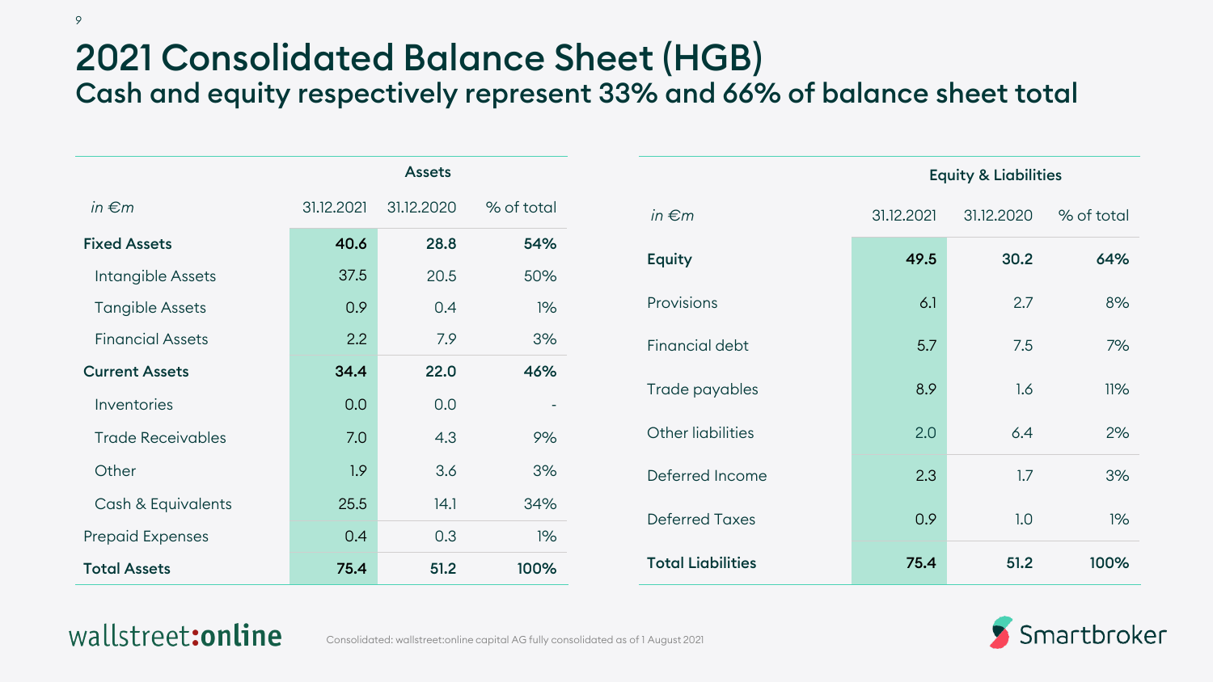# 2021 Consolidated Balance Sheet (HGB)

## Cash and equity respectively represent 33% and 66% of balance sheet total

| *in €m* | Assets | | |
|---|---|---|---|
| | 31.12.2021 | 31.12.2020 | % of total |
| **Fixed Assets** | **40.6** | **28.8** | **54%** |
| Intangible Assets | 37.5 | 20.5 | 50% |
| Tangible Assets | 0.9 | 0.4 | 1% |
| Financial Assets | 2.2 | 7.9 | 3% |
| **Current Assets** | **34.4** | **22.0** | **46%** |
| Inventories | 0.0 | 0.0 | - |
| Trade Receivables | 7.0 | 4.3 | 9% |
| Other | 1.9 | 3.6 | 3% |
| Cash & Equivalents | 25.5 | 14.1 | 34% |
| Prepaid Expenses | 0.4 | 0.3 | 1% |
| **Total Assets** | **75.4** | **51.2** | **100%** |

| *in €m* | Equity & Liabilities | | |
|---|---|---|---|
| | 31.12.2021 | 31.12.2020 | % of total |
| **Equity** | **49.5** | **30.2** | **64%** |
| Provisions | 6.1 | 2.7 | 8% |
| Financial debt | 5.7 | 7.5 | 7% |
| Trade payables | 8.9 | 1.6 | 11% |
| Other liabilities | 2.0 | 6.4 | 2% |
| Deferred Income | 2.3 | 1.7 | 3% |
| Deferred Taxes | 0.9 | 1.0 | 1% |
| **Total Liabilities** | **75.4** | **51.2** | **100%** |

Consolidated: wallstreet:online capital AG fully consolidated as of 1 August 2021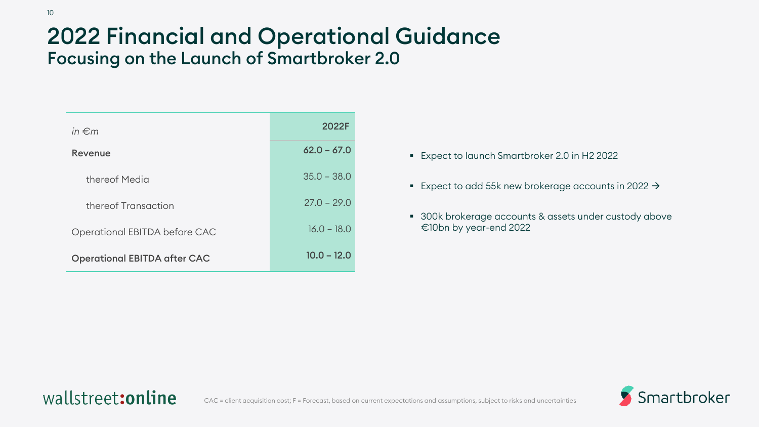# 2022 Financial and Operational Guidance

## Focusing on the Launch of Smartbroker 2.0

| *in €m* | 2022F |
|---|---|
| **Revenue** | **62.0 – 67.0** |
| thereof Media | 35.0 – 38.0 |
| thereof Transaction | 27.0 – 29.0 |
| Operational EBITDA before CAC | 16.0 – 18.0 |
| **Operational EBITDA after CAC** | **10.0 – 12.0** |

- Expect to launch Smartbroker 2.0 in H2 2022
- Expect to add 55k new brokerage accounts in 2022 →
- 300k brokerage accounts & assets under custody above €10bn by year-end 2022

CAC = client acquisition cost; F = Forecast, based on current expectations and assumptions, subject to risks and uncertainties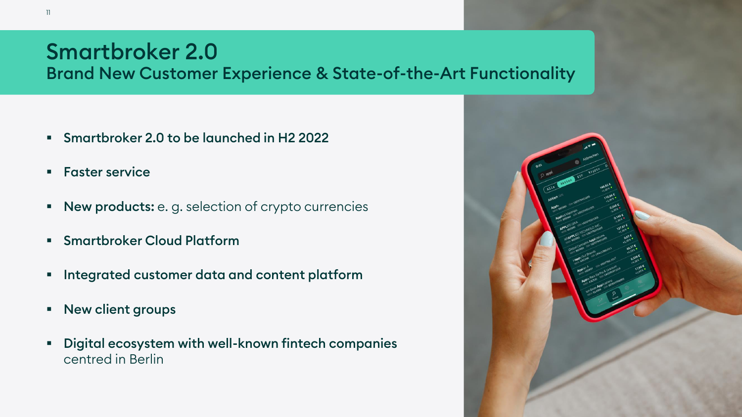# Smartbroker 2.0

## Brand New Customer Experience & State-of-the-Art Functionality

- **Smartbroker 2.0 to be launched in H2 2022**
- **Faster service**
- **New products:** e. g. selection of crypto currencies
- **Smartbroker Cloud Platform**
- **Integrated customer data and content platform**
- **New client groups**
- **Digital ecosystem with well-known fintech companies** centred in Berlin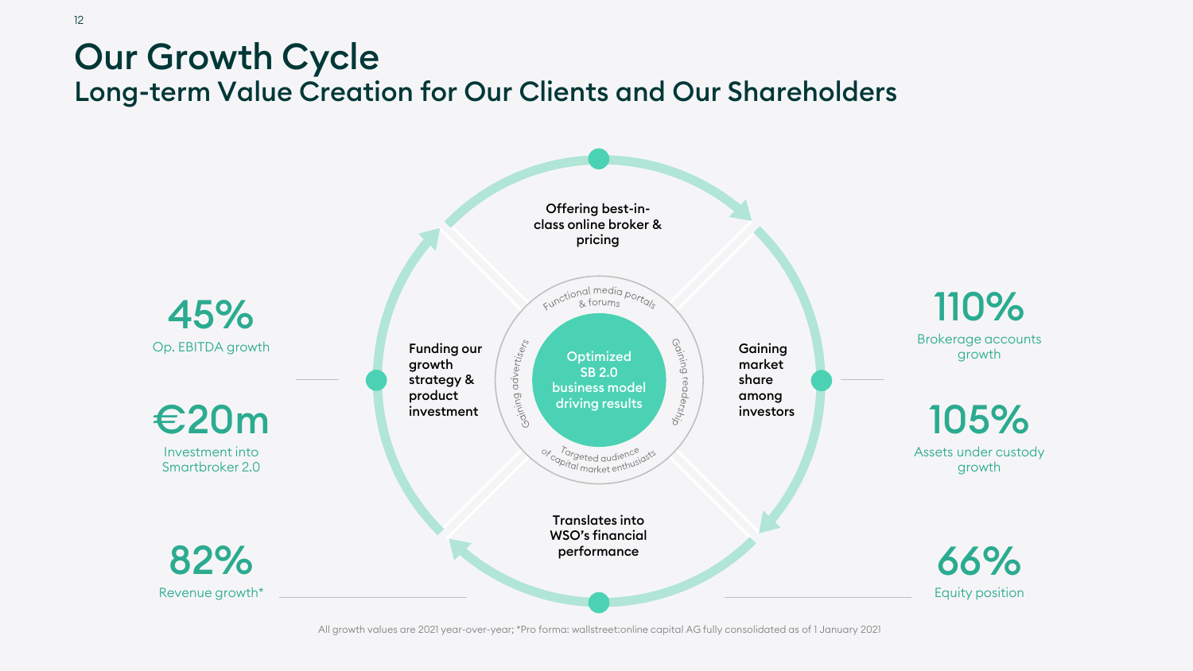# Our Growth Cycle

## Long-term Value Creation for Our Clients and Our Shareholders

**45%**
Op. EBITDA growth

**€20m**
Investment into Smartbroker 2.0

**82%**
Revenue growth*

**Offering best-in-class online broker & pricing**

**Gaining market share among investors**

**Translates into WSO's financial performance**

**Funding our growth strategy & product investment**

Optimized SB 2.0 business model driving results

Functional media portals & forums

Gaining readership

Targeted audience of capital market enthusiasts

Gaining advertisers

**110%**
Brokerage accounts growth

**105%**
Assets under custody growth

**66%**
Equity position

All growth values are 2021 year-over-year; *Pro forma: wallstreet:online capital AG fully consolidated as of 1 January 2021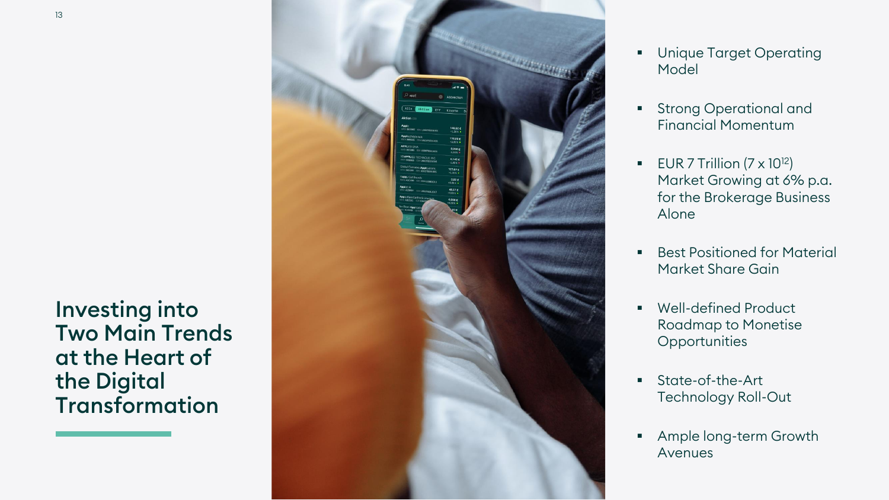# Investing into Two Main Trends at the Heart of the Digital Transformation

- Unique Target Operating Model
- Strong Operational and Financial Momentum
- EUR 7 Trillion ($7 \times 10^{12}$) Market Growing at 6% p.a. for the Brokerage Business Alone
- Best Positioned for Material Market Share Gain
- Well-defined Product Roadmap to Monetise Opportunities
- State-of-the-Art Technology Roll-Out
- Ample long-term Growth Avenues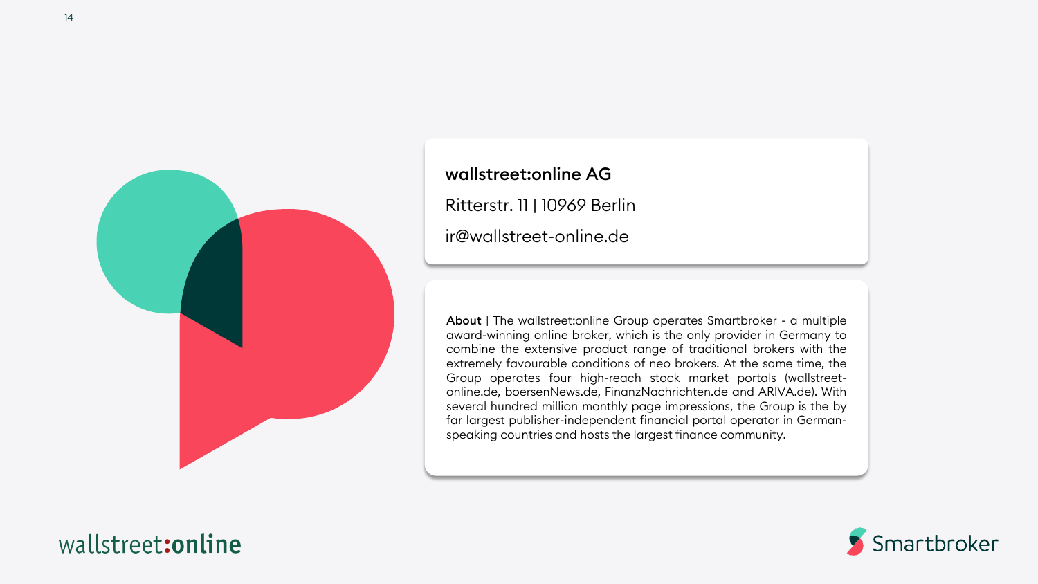**wallstreet:online AG**

Ritterstr. 11 | 10969 Berlin

ir@wallstreet-online.de

**About** | The wallstreet:online Group operates Smartbroker - a multiple award-winning online broker, which is the only provider in Germany to combine the extensive product range of traditional brokers with the extremely favourable conditions of neo brokers. At the same time, the Group operates four high-reach stock market portals (wallstreet-online.de, boersenNews.de, FinanzNachrichten.de and ARIVA.de). With several hundred million monthly page impressions, the Group is the by far largest publisher-independent financial portal operator in German-speaking countries and hosts the largest finance community.

wallstreet:online

Smartbroker